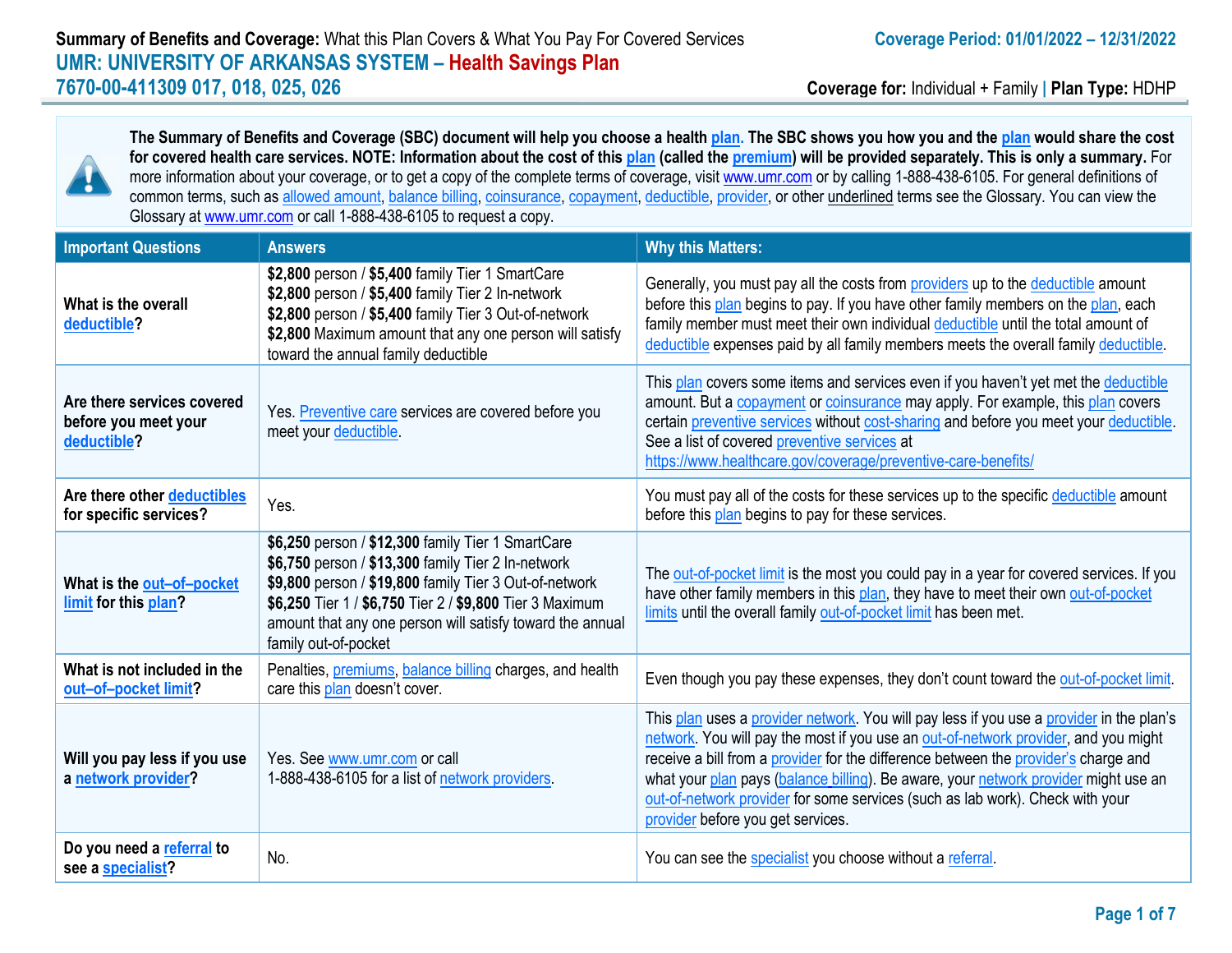**Summary of Benefits and Coverage:** What this Plan Covers & What You Pay For Covered Services

**Coverage Period: 01/01/2022 – 12/31/2022**

# UMR: UNIVERSITY OF ARKANSAS SYSTEM – Health Savings Plan

## 7670-00-411309 017, 018, 025, 026

**Coverage for:** Individual + Family | **Plan Type:** HDHP

**The Summary of Benefits and Coverage (SBC) document will help you choose a health plan. The SBC shows you how you and the plan would share the cost for covered health care services. NOTE: Information about the cost of this plan (called the premium) will be provided separately. This is only a summary.** For more information about your coverage, or to get a copy of the complete terms of coverage, visit www.umr.com or by calling 1-888-438-6105. For general definitions of common terms, such as allowed amount, balance billing, coinsurance, copayment, deductible, provider, or other underlined terms see the Glossary. You can view the Glossary at www.umr.com or call 1-888-438-6105 to request a copy.

| Important Questions | Answers | Why this Matters: |
|---|---|---|
| **What is the overall deductible?** | **$2,800** person / **$5,400** family Tier 1 SmartCare<br>**$2,800** person / **$5,400** family Tier 2 In-network<br>**$2,800** person / **$5,400** family Tier 3 Out-of-network<br>**$2,800** Maximum amount that any one person will satisfy toward the annual family deductible | Generally, you must pay all the costs from providers up to the deductible amount before this plan begins to pay. If you have other family members on the plan, each family member must meet their own individual deductible until the total amount of deductible expenses paid by all family members meets the overall family deductible. |
| **Are there services covered before you meet your deductible?** | Yes. Preventive care services are covered before you meet your deductible. | This plan covers some items and services even if you haven't yet met the deductible amount. But a copayment or coinsurance may apply. For example, this plan covers certain preventive services without cost-sharing and before you meet your deductible. See a list of covered preventive services at https://www.healthcare.gov/coverage/preventive-care-benefits/ |
| **Are there other deductibles for specific services?** | Yes. | You must pay all of the costs for these services up to the specific deductible amount before this plan begins to pay for these services. |
| **What is the out–of–pocket limit for this plan?** | **$6,250** person / **$12,300** family Tier 1 SmartCare<br>**$6,750** person / **$13,300** family Tier 2 In-network<br>**$9,800** person / **$19,800** family Tier 3 Out-of-network<br>**$6,250** Tier 1 / **$6,750** Tier 2 / **$9,800** Tier 3 Maximum amount that any one person will satisfy toward the annual family out-of-pocket | The out-of-pocket limit is the most you could pay in a year for covered services. If you have other family members in this plan, they have to meet their own out-of-pocket limits until the overall family out-of-pocket limit has been met. |
| **What is not included in the out–of–pocket limit?** | Penalties, premiums, balance billing charges, and health care this plan doesn't cover. | Even though you pay these expenses, they don't count toward the out-of-pocket limit. |
| **Will you pay less if you use a network provider?** | Yes. See www.umr.com or call 1-888-438-6105 for a list of network providers. | This plan uses a provider network. You will pay less if you use a provider in the plan's network. You will pay the most if you use an out-of-network provider, and you might receive a bill from a provider for the difference between the provider's charge and what your plan pays (balance billing). Be aware, your network provider might use an out-of-network provider for some services (such as lab work). Check with your provider before you get services. |
| **Do you need a referral to see a specialist?** | No. | You can see the specialist you choose without a referral. |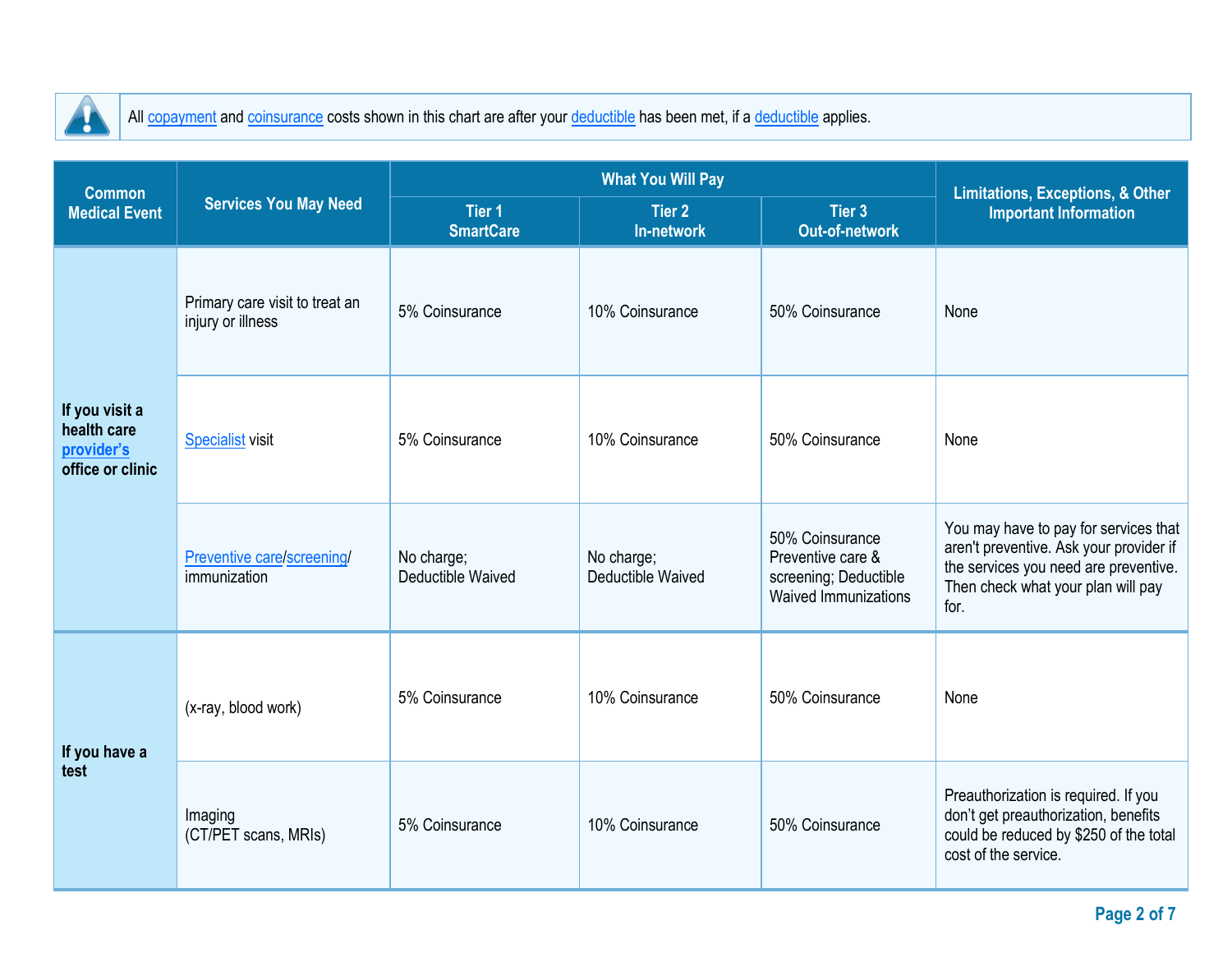All copayment and coinsurance costs shown in this chart are after your deductible has been met, if a deductible applies.

| Common Medical Event | Services You May Need | What You Will Pay | | | Limitations, Exceptions, & Other Important Information |
|---|---|---|---|---|---|
| | | Tier 1 SmartCare | Tier 2 In-network | Tier 3 Out-of-network | |
| If you visit a health care provider's office or clinic | Primary care visit to treat an injury or illness | 5% Coinsurance | 10% Coinsurance | 50% Coinsurance | None |
| | Specialist visit | 5% Coinsurance | 10% Coinsurance | 50% Coinsurance | None |
| | Preventive care/screening/ immunization | No charge; Deductible Waived | No charge; Deductible Waived | 50% Coinsurance Preventive care & screening; Deductible Waived Immunizations | You may have to pay for services that aren't preventive. Ask your provider if the services you need are preventive. Then check what your plan will pay for. |
| If you have a test | (x-ray, blood work) | 5% Coinsurance | 10% Coinsurance | 50% Coinsurance | None |
| | Imaging (CT/PET scans, MRIs) | 5% Coinsurance | 10% Coinsurance | 50% Coinsurance | Preauthorization is required. If you don't get preauthorization, benefits could be reduced by $250 of the total cost of the service. |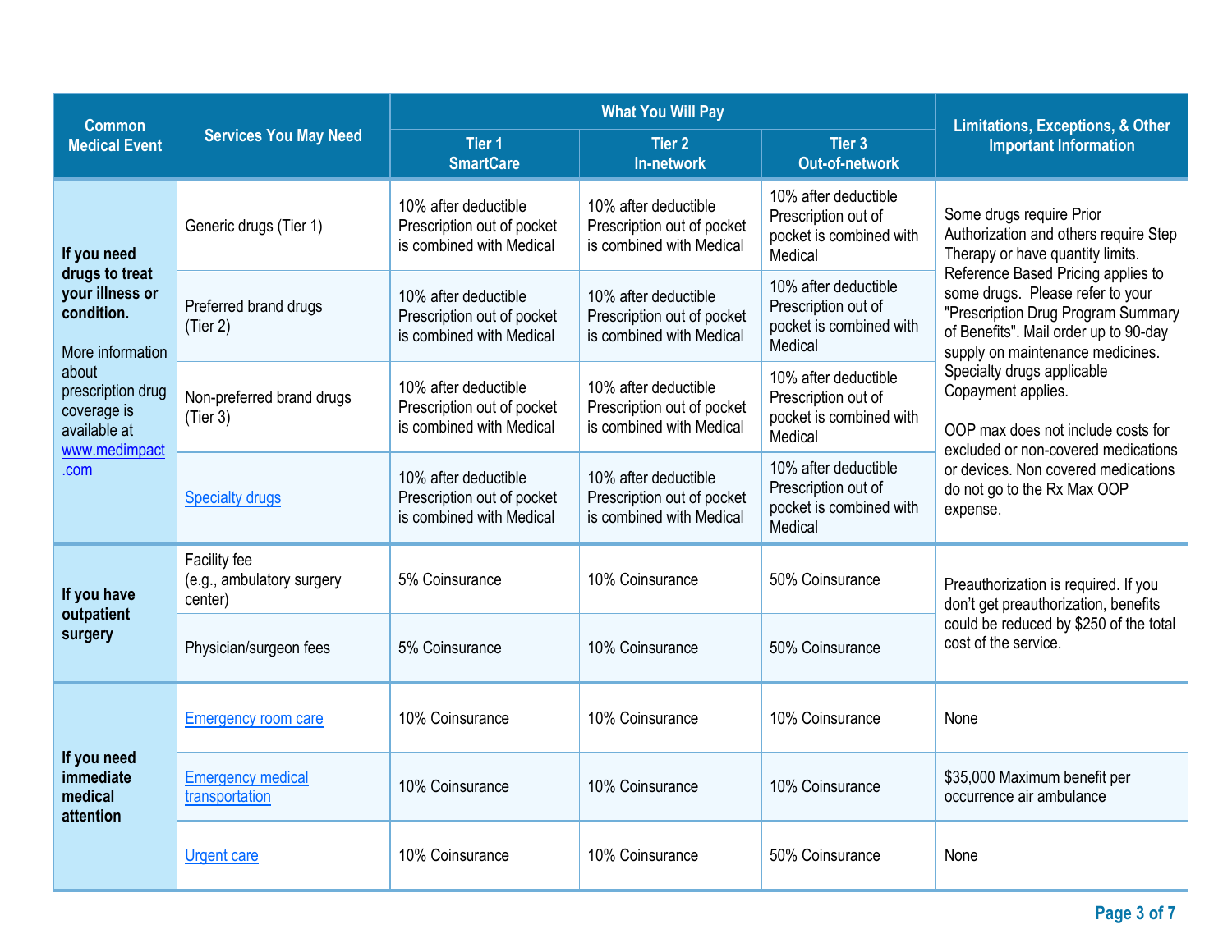| Common Medical Event | Services You May Need | What You Will Pay | | | Limitations, Exceptions, & Other Important Information |
|---|---|---|---|---|---|
| | | Tier 1 SmartCare | Tier 2 In-network | Tier 3 Out-of-network | |
| **If you need drugs to treat your illness or condition.** More information about prescription drug coverage is available at [www.medimpact.com](www.medimpact.com) | Generic drugs (Tier 1) | 10% after deductible Prescription out of pocket is combined with Medical | 10% after deductible Prescription out of pocket is combined with Medical | 10% after deductible Prescription out of pocket is combined with Medical | Some drugs require Prior Authorization and others require Step Therapy or have quantity limits. Reference Based Pricing applies to some drugs. Please refer to your "Prescription Drug Program Summary of Benefits". Mail order up to 90-day supply on maintenance medicines. Specialty drugs applicable Copayment applies. OOP max does not include costs for excluded or non-covered medications or devices. Non covered medications do not go to the Rx Max OOP expense. |
| | Preferred brand drugs (Tier 2) | 10% after deductible Prescription out of pocket is combined with Medical | 10% after deductible Prescription out of pocket is combined with Medical | 10% after deductible Prescription out of pocket is combined with Medical | |
| | Non-preferred brand drugs (Tier 3) | 10% after deductible Prescription out of pocket is combined with Medical | 10% after deductible Prescription out of pocket is combined with Medical | 10% after deductible Prescription out of pocket is combined with Medical | |
| | Specialty drugs | 10% after deductible Prescription out of pocket is combined with Medical | 10% after deductible Prescription out of pocket is combined with Medical | 10% after deductible Prescription out of pocket is combined with Medical | |
| **If you have outpatient surgery** | Facility fee (e.g., ambulatory surgery center) | 5% Coinsurance | 10% Coinsurance | 50% Coinsurance | Preauthorization is required. If you don't get preauthorization, benefits could be reduced by $250 of the total cost of the service. |
| | Physician/surgeon fees | 5% Coinsurance | 10% Coinsurance | 50% Coinsurance | |
| **If you need immediate medical attention** | Emergency room care | 10% Coinsurance | 10% Coinsurance | 10% Coinsurance | None |
| | Emergency medical transportation | 10% Coinsurance | 10% Coinsurance | 10% Coinsurance | $35,000 Maximum benefit per occurrence air ambulance |
| | Urgent care | 10% Coinsurance | 10% Coinsurance | 50% Coinsurance | None |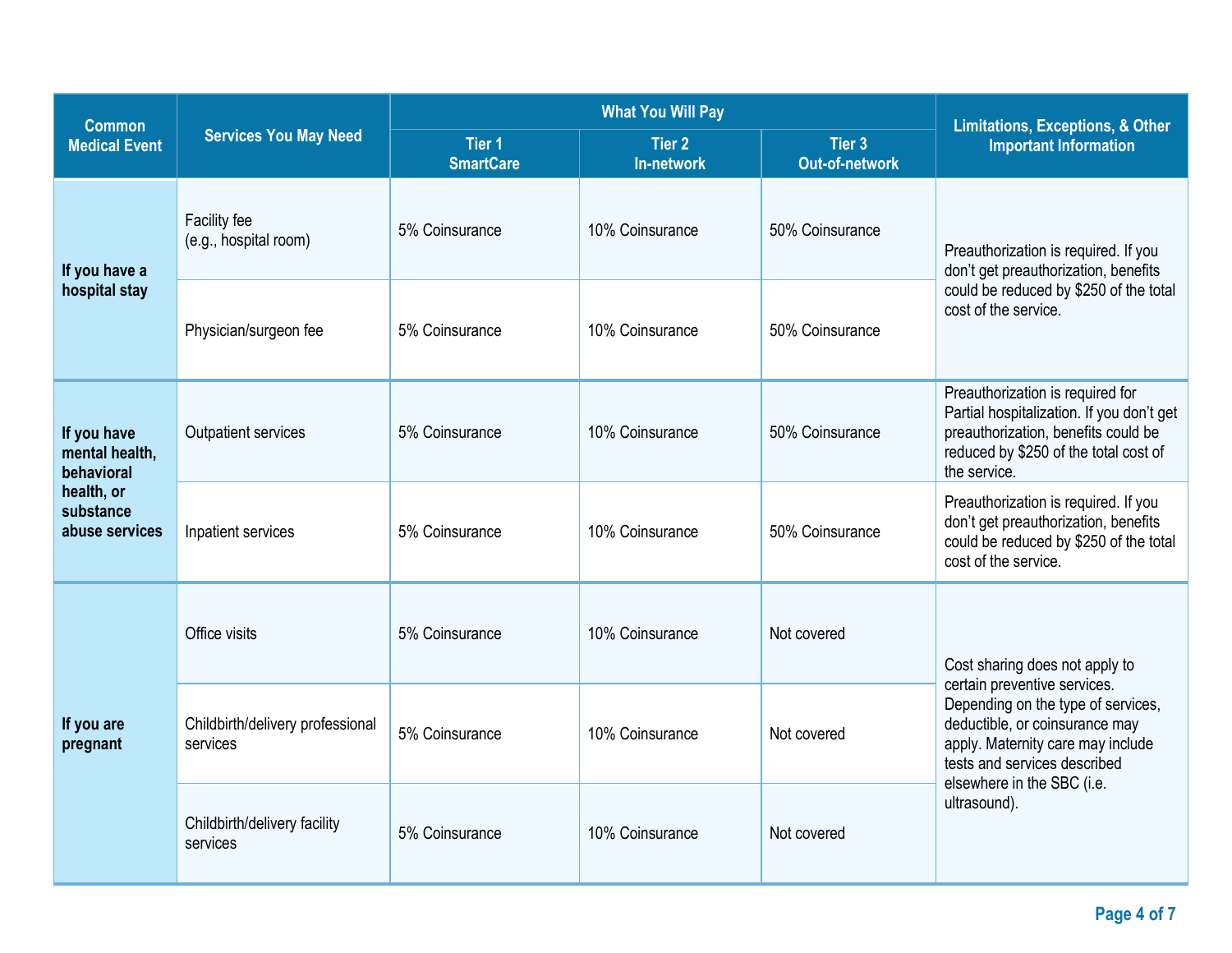| Common Medical Event | Services You May Need | What You Will Pay | | | Limitations, Exceptions, & Other Important Information |
|---|---|---|---|---|---|
| | | Tier 1 SmartCare | Tier 2 In-network | Tier 3 Out-of-network | |
| **If you have a hospital stay** | Facility fee (e.g., hospital room) | 5% Coinsurance | 10% Coinsurance | 50% Coinsurance | Preauthorization is required. If you don't get preauthorization, benefits could be reduced by $250 of the total cost of the service. |
| | Physician/surgeon fee | 5% Coinsurance | 10% Coinsurance | 50% Coinsurance | |
| **If you have mental health, behavioral health, or substance abuse services** | Outpatient services | 5% Coinsurance | 10% Coinsurance | 50% Coinsurance | Preauthorization is required for Partial hospitalization. If you don't get preauthorization, benefits could be reduced by $250 of the total cost of the service. |
| | Inpatient services | 5% Coinsurance | 10% Coinsurance | 50% Coinsurance | Preauthorization is required. If you don't get preauthorization, benefits could be reduced by $250 of the total cost of the service. |
| **If you are pregnant** | Office visits | 5% Coinsurance | 10% Coinsurance | Not covered | Cost sharing does not apply to certain preventive services. Depending on the type of services, deductible, or coinsurance may apply. Maternity care may include tests and services described elsewhere in the SBC (i.e. ultrasound). |
| | Childbirth/delivery professional services | 5% Coinsurance | 10% Coinsurance | Not covered | |
| | Childbirth/delivery facility services | 5% Coinsurance | 10% Coinsurance | Not covered | |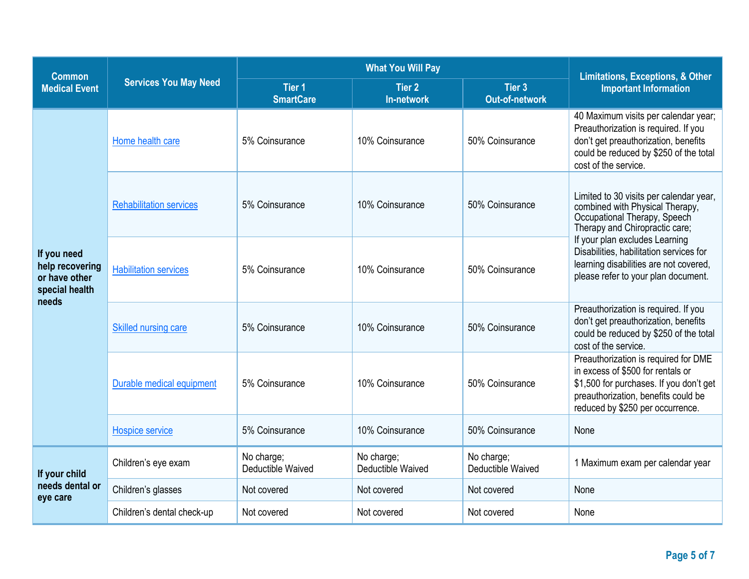| Common Medical Event | Services You May Need | What You Will Pay | | | Limitations, Exceptions, & Other Important Information |
|---|---|---|---|---|---|
| | | Tier 1 SmartCare | Tier 2 In-network | Tier 3 Out-of-network | |
| If you need help recovering or have other special health needs | Home health care | 5% Coinsurance | 10% Coinsurance | 50% Coinsurance | 40 Maximum visits per calendar year; Preauthorization is required. If you don't get preauthorization, benefits could be reduced by $250 of the total cost of the service. |
| | Rehabilitation services | 5% Coinsurance | 10% Coinsurance | 50% Coinsurance | Limited to 30 visits per calendar year, combined with Physical Therapy, Occupational Therapy, Speech Therapy and Chiropractic care; If your plan excludes Learning Disabilities, habilitation services for learning disabilities are not covered, please refer to your plan document. |
| | Habilitation services | 5% Coinsurance | 10% Coinsurance | 50% Coinsurance | |
| | Skilled nursing care | 5% Coinsurance | 10% Coinsurance | 50% Coinsurance | Preauthorization is required. If you don't get preauthorization, benefits could be reduced by $250 of the total cost of the service. |
| | Durable medical equipment | 5% Coinsurance | 10% Coinsurance | 50% Coinsurance | Preauthorization is required for DME in excess of $500 for rentals or $1,500 for purchases. If you don't get preauthorization, benefits could be reduced by $250 per occurrence. |
| | Hospice service | 5% Coinsurance | 10% Coinsurance | 50% Coinsurance | None |
| If your child needs dental or eye care | Children's eye exam | No charge; Deductible Waived | No charge; Deductible Waived | No charge; Deductible Waived | 1 Maximum exam per calendar year |
| | Children's glasses | Not covered | Not covered | Not covered | None |
| | Children's dental check-up | Not covered | Not covered | Not covered | None |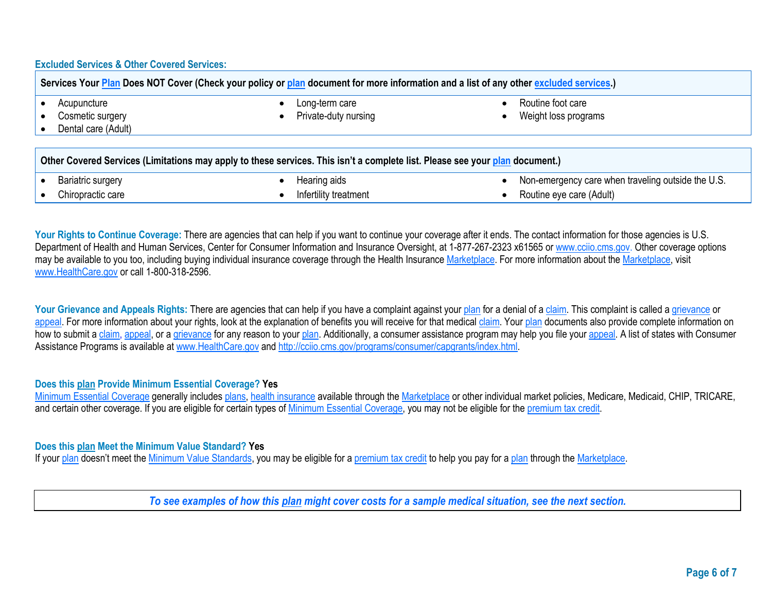## Excluded Services & Other Covered Services:

| Services Your Plan Does NOT Cover (Check your policy or plan document for more information and a list of any other excluded services.) | | |
|---|---|---|
| • Acupuncture<br>• Cosmetic surgery<br>• Dental care (Adult) | • Long-term care<br>• Private-duty nursing | • Routine foot care<br>• Weight loss programs |

| Other Covered Services (Limitations may apply to these services. This isn't a complete list. Please see your plan document.) | | |
|---|---|---|
| • Bariatric surgery<br>• Chiropractic care | • Hearing aids<br>• Infertility treatment | • Non-emergency care when traveling outside the U.S.<br>• Routine eye care (Adult) |

**Your Rights to Continue Coverage:** There are agencies that can help if you want to continue your coverage after it ends. The contact information for those agencies is U.S. Department of Health and Human Services, Center for Consumer Information and Insurance Oversight, at 1-877-267-2323 x61565 or www.cciio.cms.gov. Other coverage options may be available to you too, including buying individual insurance coverage through the Health Insurance Marketplace. For more information about the Marketplace, visit www.HealthCare.gov or call 1-800-318-2596.

**Your Grievance and Appeals Rights:** There are agencies that can help if you have a complaint against your plan for a denial of a claim. This complaint is called a grievance or appeal. For more information about your rights, look at the explanation of benefits you will receive for that medical claim. Your plan documents also provide complete information on how to submit a claim, appeal, or a grievance for any reason to your plan. Additionally, a consumer assistance program may help you file your appeal. A list of states with Consumer Assistance Programs is available at www.HealthCare.gov and http://cciio.cms.gov/programs/consumer/capgrants/index.html.

**Does this plan Provide Minimum Essential Coverage? Yes**

Minimum Essential Coverage generally includes plans, health insurance available through the Marketplace or other individual market policies, Medicare, Medicaid, CHIP, TRICARE, and certain other coverage. If you are eligible for certain types of Minimum Essential Coverage, you may not be eligible for the premium tax credit.

**Does this plan Meet the Minimum Value Standard? Yes**

If your plan doesn't meet the Minimum Value Standards, you may be eligible for a premium tax credit to help you pay for a plan through the Marketplace.

***To see examples of how this plan might cover costs for a sample medical situation, see the next section.***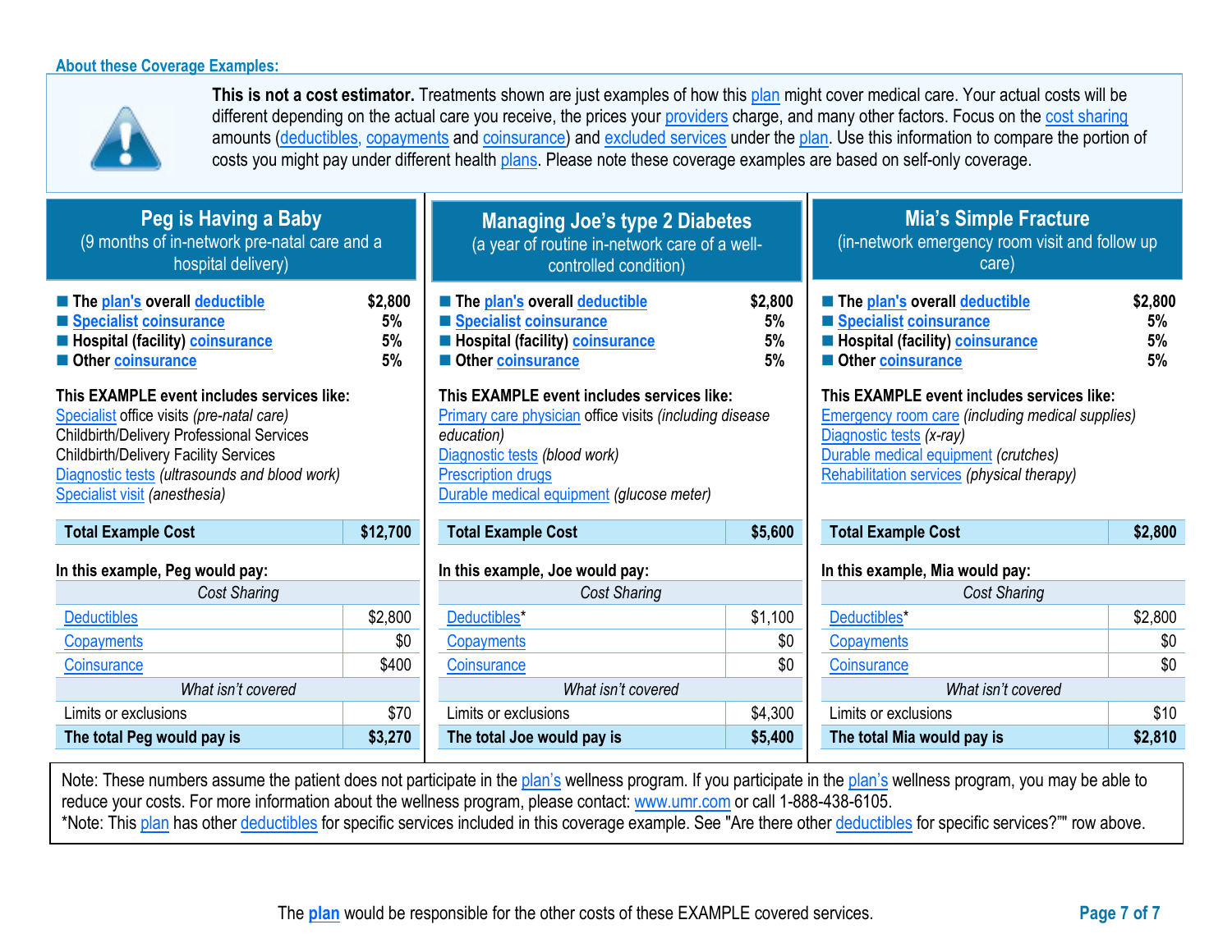**About these Coverage Examples:**

**This is not a cost estimator.** Treatments shown are just examples of how this plan might cover medical care. Your actual costs will be different depending on the actual care you receive, the prices your providers charge, and many other factors. Focus on the cost sharing amounts (deductibles, copayments and coinsurance) and excluded services under the plan. Use this information to compare the portion of costs you might pay under different health plans. Please note these coverage examples are based on self-only coverage.

## Peg is Having a Baby
(9 months of in-network pre-natal care and a hospital delivery)

| | |
|---|---|
| **The plan's overall deductible** | **$2,800** |
| **Specialist coinsurance** | **5%** |
| **Hospital (facility) coinsurance** | **5%** |
| **Other coinsurance** | **5%** |

**This EXAMPLE event includes services like:**
Specialist office visits *(pre-natal care)*
Childbirth/Delivery Professional Services
Childbirth/Delivery Facility Services
Diagnostic tests *(ultrasounds and blood work)*
Specialist visit *(anesthesia)*

| **Total Example Cost** | **$12,700** |
|---|---|

**In this example, Peg would pay:**

| *Cost Sharing* | |
|---|---|
| Deductibles | $2,800 |
| Copayments | $0 |
| Coinsurance | $400 |
| *What isn't covered* | |
| Limits or exclusions | $70 |
| **The total Peg would pay is** | **$3,270** |

## Managing Joe's type 2 Diabetes
(a year of routine in-network care of a well-controlled condition)

| | |
|---|---|
| **The plan's overall deductible** | **$2,800** |
| **Specialist coinsurance** | **5%** |
| **Hospital (facility) coinsurance** | **5%** |
| **Other coinsurance** | **5%** |

**This EXAMPLE event includes services like:**
Primary care physician office visits *(including disease education)*
Diagnostic tests *(blood work)*
Prescription drugs
Durable medical equipment *(glucose meter)*

| **Total Example Cost** | **$5,600** |
|---|---|

**In this example, Joe would pay:**

| *Cost Sharing* | |
|---|---|
| Deductibles* | $1,100 |
| Copayments | $0 |
| Coinsurance | $0 |
| *What isn't covered* | |
| Limits or exclusions | $4,300 |
| **The total Joe would pay is** | **$5,400** |

## Mia's Simple Fracture
(in-network emergency room visit and follow up care)

| | |
|---|---|
| **The plan's overall deductible** | **$2,800** |
| **Specialist coinsurance** | **5%** |
| **Hospital (facility) coinsurance** | **5%** |
| **Other coinsurance** | **5%** |

**This EXAMPLE event includes services like:**
Emergency room care *(including medical supplies)*
Diagnostic tests *(x-ray)*
Durable medical equipment *(crutches)*
Rehabilitation services *(physical therapy)*

| **Total Example Cost** | **$2,800** |
|---|---|

**In this example, Mia would pay:**

| *Cost Sharing* | |
|---|---|
| Deductibles* | $2,800 |
| Copayments | $0 |
| Coinsurance | $0 |
| *What isn't covered* | |
| Limits or exclusions | $10 |
| **The total Mia would pay is** | **$2,810** |

Note: These numbers assume the patient does not participate in the plan's wellness program. If you participate in the plan's wellness program, you may be able to reduce your costs. For more information about the wellness program, please contact: www.umr.com or call 1-888-438-6105.
*Note: This plan has other deductibles for specific services included in this coverage example. See "Are there other deductibles for specific services?"" row above.

The **plan** would be responsible for the other costs of these EXAMPLE covered services.